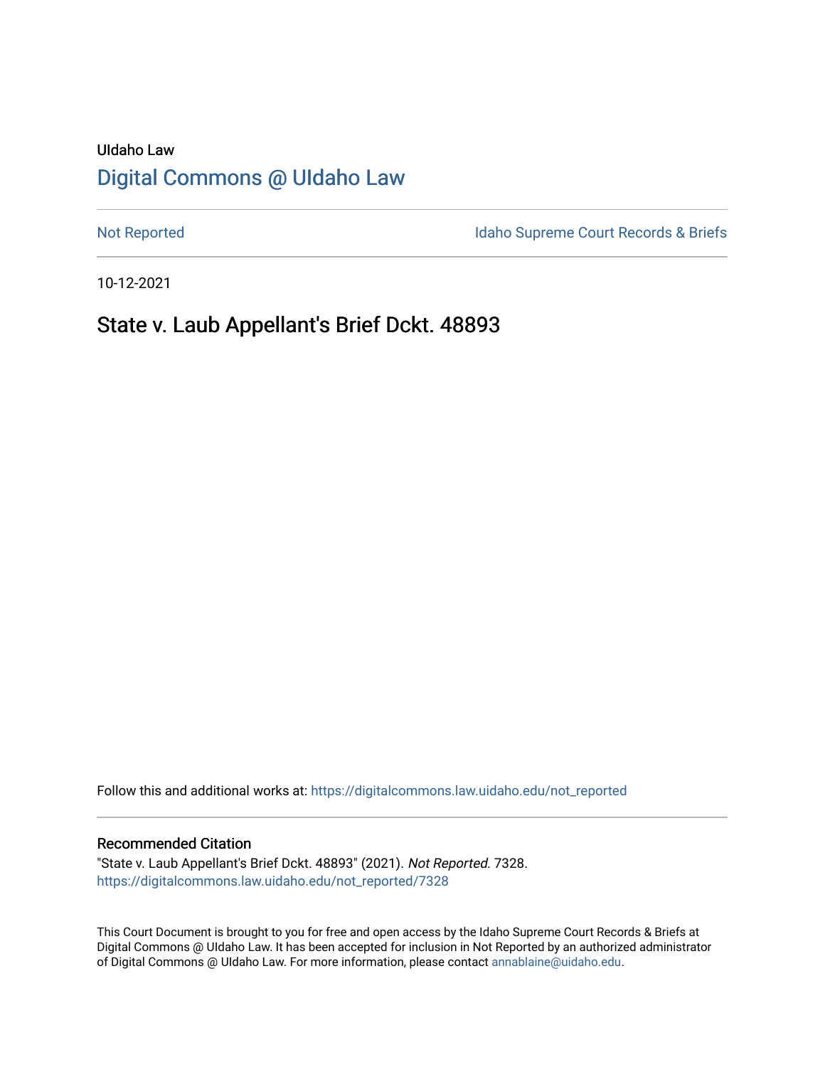UIdaho Law

# [Digital Commons @ UIdaho Law](https://digitalcommons.law.uidaho.edu/)

[Not Reported](https://digitalcommons.law.uidaho.edu/not_reported) [Idaho Supreme Court Records & Briefs](https://digitalcommons.law.uidaho.edu/isc_records)

10-12-2021

## State v. Laub Appellant's Brief Dckt. 48893

Follow this and additional works at: https://digitalcommons.law.uidaho.edu/not_reported

### Recommended Citation

"State v. Laub Appellant's Brief Dckt. 48893" (2021). *Not Reported*. 7328.
https://digitalcommons.law.uidaho.edu/not_reported/7328

This Court Document is brought to you for free and open access by the Idaho Supreme Court Records & Briefs at Digital Commons @ UIdaho Law. It has been accepted for inclusion in Not Reported by an authorized administrator of Digital Commons @ UIdaho Law. For more information, please contact annablaine@uidaho.edu.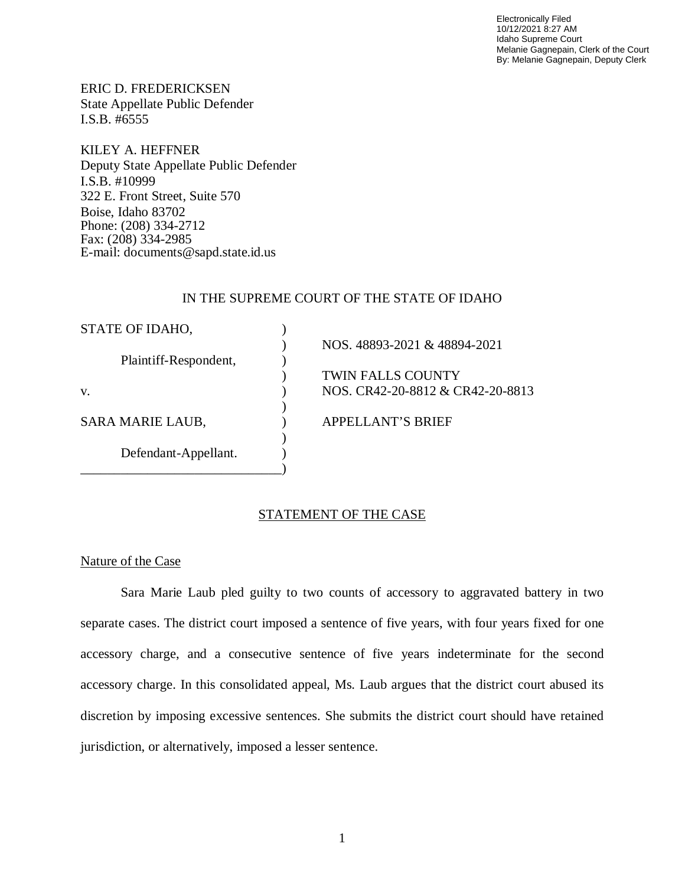Electronically Filed
10/12/2021 8:27 AM
Idaho Supreme Court
Melanie Gagnepain, Clerk of the Court
By: Melanie Gagnepain, Deputy Clerk

ERIC D. FREDERICKSEN
State Appellate Public Defender
I.S.B. #6555

KILEY A. HEFFNER
Deputy State Appellate Public Defender
I.S.B. #10999
322 E. Front Street, Suite 570
Boise, Idaho 83702
Phone: (208) 334-2712
Fax: (208) 334-2985
E-mail: documents@sapd.state.id.us

IN THE SUPREME COURT OF THE STATE OF IDAHO

| | |
|---|---|
| STATE OF IDAHO, | |
| | NOS. 48893-2021 & 48894-2021 |
| Plaintiff-Respondent, | |
| | TWIN FALLS COUNTY |
| v. | NOS. CR42-20-8812 & CR42-20-8813 |
| | |
| SARA MARIE LAUB, | APPELLANT'S BRIEF |
| | |
| Defendant-Appellant. | |

## STATEMENT OF THE CASE

### Nature of the Case

Sara Marie Laub pled guilty to two counts of accessory to aggravated battery in two separate cases. The district court imposed a sentence of five years, with four years fixed for one accessory charge, and a consecutive sentence of five years indeterminate for the second accessory charge. In this consolidated appeal, Ms. Laub argues that the district court abused its discretion by imposing excessive sentences. She submits the district court should have retained jurisdiction, or alternatively, imposed a lesser sentence.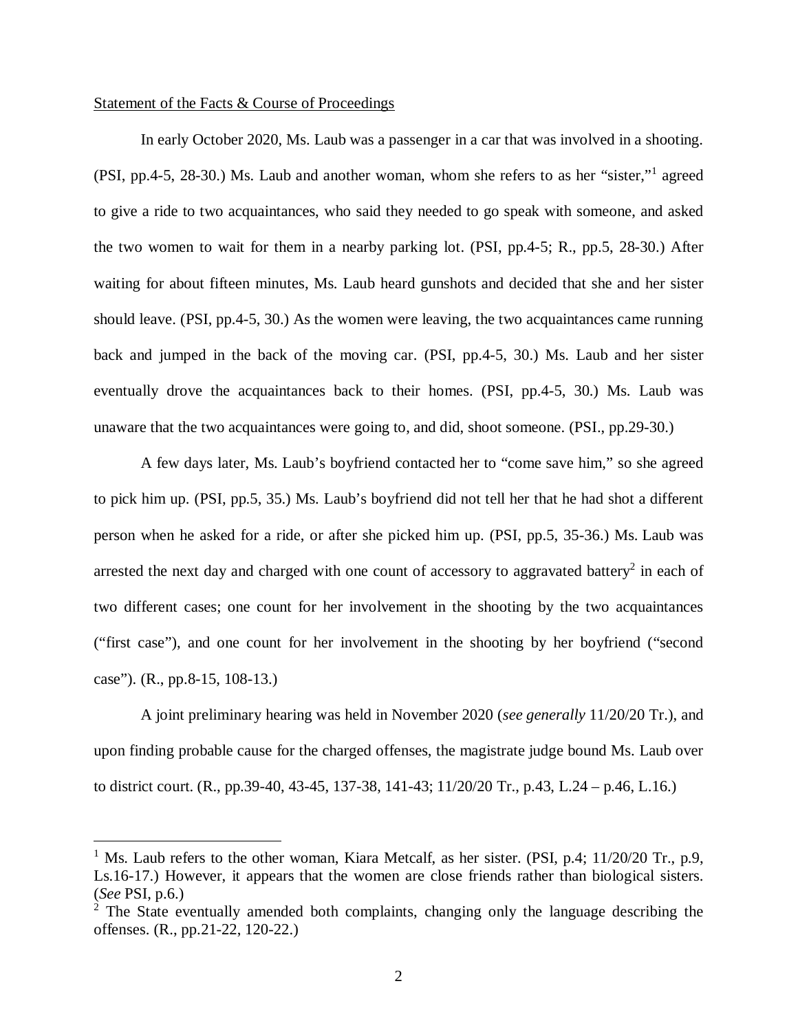Statement of the Facts & Course of Proceedings

In early October 2020, Ms. Laub was a passenger in a car that was involved in a shooting. (PSI, pp.4-5, 28-30.) Ms. Laub and another woman, whom she refers to as her "sister,"[1] agreed to give a ride to two acquaintances, who said they needed to go speak with someone, and asked the two women to wait for them in a nearby parking lot. (PSI, pp.4-5; R., pp.5, 28-30.) After waiting for about fifteen minutes, Ms. Laub heard gunshots and decided that she and her sister should leave. (PSI, pp.4-5, 30.) As the women were leaving, the two acquaintances came running back and jumped in the back of the moving car. (PSI, pp.4-5, 30.) Ms. Laub and her sister eventually drove the acquaintances back to their homes. (PSI, pp.4-5, 30.) Ms. Laub was unaware that the two acquaintances were going to, and did, shoot someone. (PSI., pp.29-30.)

A few days later, Ms. Laub's boyfriend contacted her to "come save him," so she agreed to pick him up. (PSI, pp.5, 35.) Ms. Laub's boyfriend did not tell her that he had shot a different person when he asked for a ride, or after she picked him up. (PSI, pp.5, 35-36.) Ms. Laub was arrested the next day and charged with one count of accessory to aggravated battery[2] in each of two different cases; one count for her involvement in the shooting by the two acquaintances ("first case"), and one count for her involvement in the shooting by her boyfriend ("second case"). (R., pp.8-15, 108-13.)

A joint preliminary hearing was held in November 2020 (*see generally* 11/20/20 Tr.), and upon finding probable cause for the charged offenses, the magistrate judge bound Ms. Laub over to district court. (R., pp.39-40, 43-45, 137-38, 141-43; 11/20/20 Tr., p.43, L.24 – p.46, L.16.)

---

[1] Ms. Laub refers to the other woman, Kiara Metcalf, as her sister. (PSI, p.4; 11/20/20 Tr., p.9, Ls.16-17.) However, it appears that the women are close friends rather than biological sisters. (*See* PSI, p.6.)

[2] The State eventually amended both complaints, changing only the language describing the offenses. (R., pp.21-22, 120-22.)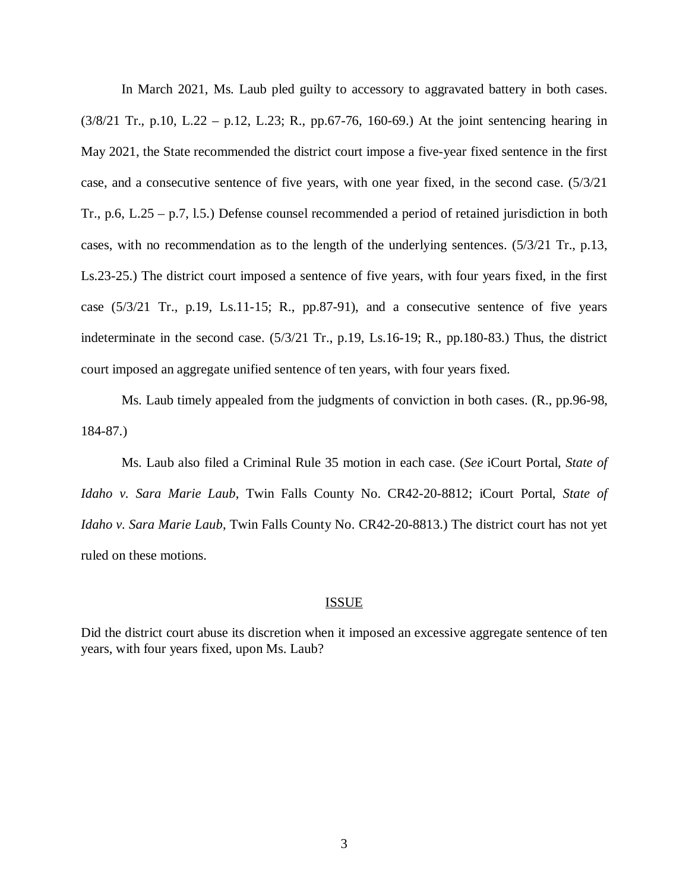In March 2021, Ms. Laub pled guilty to accessory to aggravated battery in both cases. (3/8/21 Tr., p.10, L.22 – p.12, L.23; R., pp.67-76, 160-69.) At the joint sentencing hearing in May 2021, the State recommended the district court impose a five-year fixed sentence in the first case, and a consecutive sentence of five years, with one year fixed, in the second case. (5/3/21 Tr., p.6, L.25 – p.7, l.5.) Defense counsel recommended a period of retained jurisdiction in both cases, with no recommendation as to the length of the underlying sentences. (5/3/21 Tr., p.13, Ls.23-25.) The district court imposed a sentence of five years, with four years fixed, in the first case (5/3/21 Tr., p.19, Ls.11-15; R., pp.87-91), and a consecutive sentence of five years indeterminate in the second case. (5/3/21 Tr., p.19, Ls.16-19; R., pp.180-83.) Thus, the district court imposed an aggregate unified sentence of ten years, with four years fixed.

Ms. Laub timely appealed from the judgments of conviction in both cases. (R., pp.96-98, 184-87.)

Ms. Laub also filed a Criminal Rule 35 motion in each case. (*See* iCourt Portal, *State of Idaho v. Sara Marie Laub*, Twin Falls County No. CR42-20-8812; iCourt Portal, *State of Idaho v. Sara Marie Laub*, Twin Falls County No. CR42-20-8813.) The district court has not yet ruled on these motions.

## ISSUE

Did the district court abuse its discretion when it imposed an excessive aggregate sentence of ten years, with four years fixed, upon Ms. Laub?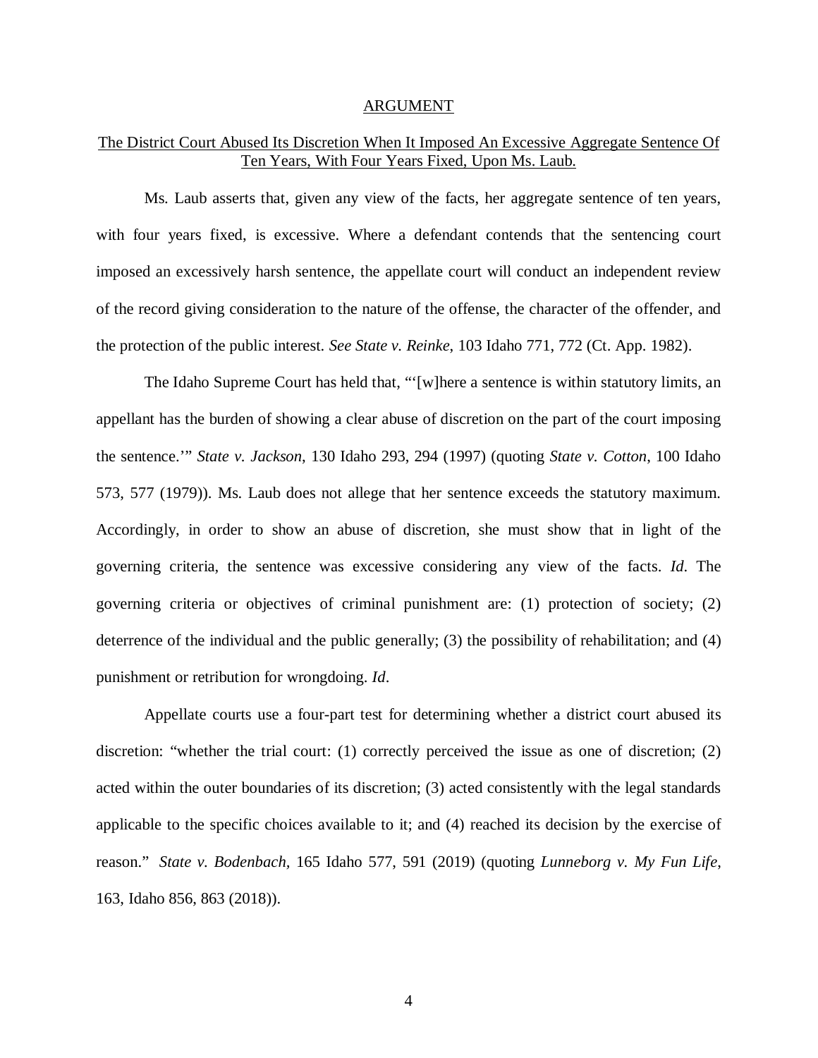## ARGUMENT

### The District Court Abused Its Discretion When It Imposed An Excessive Aggregate Sentence Of Ten Years, With Four Years Fixed, Upon Ms. Laub.

Ms. Laub asserts that, given any view of the facts, her aggregate sentence of ten years, with four years fixed, is excessive. Where a defendant contends that the sentencing court imposed an excessively harsh sentence, the appellate court will conduct an independent review of the record giving consideration to the nature of the offense, the character of the offender, and the protection of the public interest. *See State v. Reinke*, 103 Idaho 771, 772 (Ct. App. 1982).

The Idaho Supreme Court has held that, "'[w]here a sentence is within statutory limits, an appellant has the burden of showing a clear abuse of discretion on the part of the court imposing the sentence.'" *State v. Jackson*, 130 Idaho 293, 294 (1997) (quoting *State v. Cotton*, 100 Idaho 573, 577 (1979)). Ms. Laub does not allege that her sentence exceeds the statutory maximum. Accordingly, in order to show an abuse of discretion, she must show that in light of the governing criteria, the sentence was excessive considering any view of the facts. *Id*. The governing criteria or objectives of criminal punishment are: (1) protection of society; (2) deterrence of the individual and the public generally; (3) the possibility of rehabilitation; and (4) punishment or retribution for wrongdoing. *Id*.

Appellate courts use a four-part test for determining whether a district court abused its discretion: "whether the trial court: (1) correctly perceived the issue as one of discretion; (2) acted within the outer boundaries of its discretion; (3) acted consistently with the legal standards applicable to the specific choices available to it; and (4) reached its decision by the exercise of reason." *State v. Bodenbach*, 165 Idaho 577, 591 (2019) (quoting *Lunneborg v. My Fun Life*, 163, Idaho 856, 863 (2018)).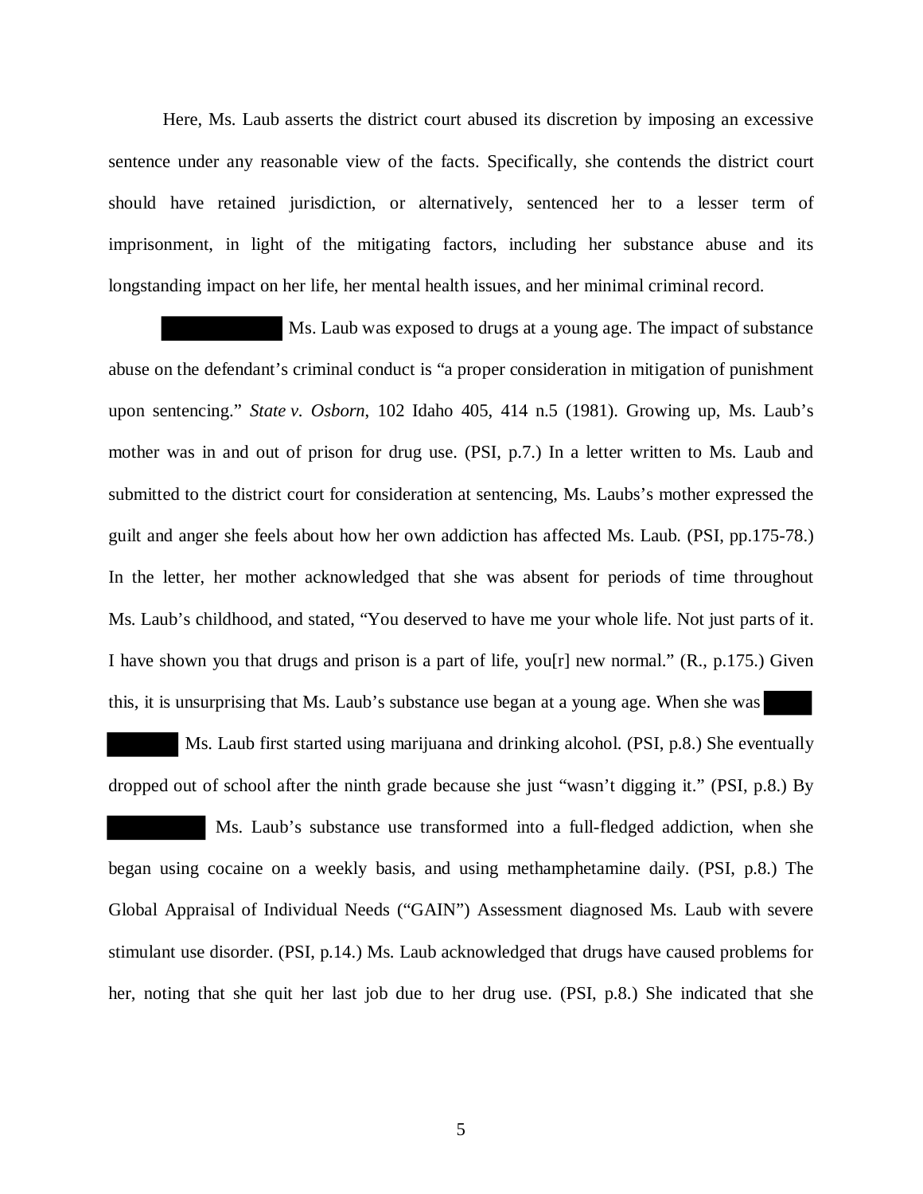Here, Ms. Laub asserts the district court abused its discretion by imposing an excessive sentence under any reasonable view of the facts. Specifically, she contends the district court should have retained jurisdiction, or alternatively, sentenced her to a lesser term of imprisonment, in light of the mitigating factors, including her substance abuse and its longstanding impact on her life, her mental health issues, and her minimal criminal record.

██████████ Ms. Laub was exposed to drugs at a young age. The impact of substance abuse on the defendant's criminal conduct is "a proper consideration in mitigation of punishment upon sentencing." *State v. Osborn*, 102 Idaho 405, 414 n.5 (1981). Growing up, Ms. Laub's mother was in and out of prison for drug use. (PSI, p.7.) In a letter written to Ms. Laub and submitted to the district court for consideration at sentencing, Ms. Laubs's mother expressed the guilt and anger she feels about how her own addiction has affected Ms. Laub. (PSI, pp.175-78.) In the letter, her mother acknowledged that she was absent for periods of time throughout Ms. Laub's childhood, and stated, "You deserved to have me your whole life. Not just parts of it. I have shown you that drugs and prison is a part of life, you[r] new normal." (R., p.175.) Given this, it is unsurprising that Ms. Laub's substance use began at a young age. When she was ████ ██████ Ms. Laub first started using marijuana and drinking alcohol. (PSI, p.8.) She eventually dropped out of school after the ninth grade because she just "wasn't digging it." (PSI, p.8.) By ████████ Ms. Laub's substance use transformed into a full-fledged addiction, when she began using cocaine on a weekly basis, and using methamphetamine daily. (PSI, p.8.) The Global Appraisal of Individual Needs ("GAIN") Assessment diagnosed Ms. Laub with severe stimulant use disorder. (PSI, p.14.) Ms. Laub acknowledged that drugs have caused problems for her, noting that she quit her last job due to her drug use. (PSI, p.8.) She indicated that she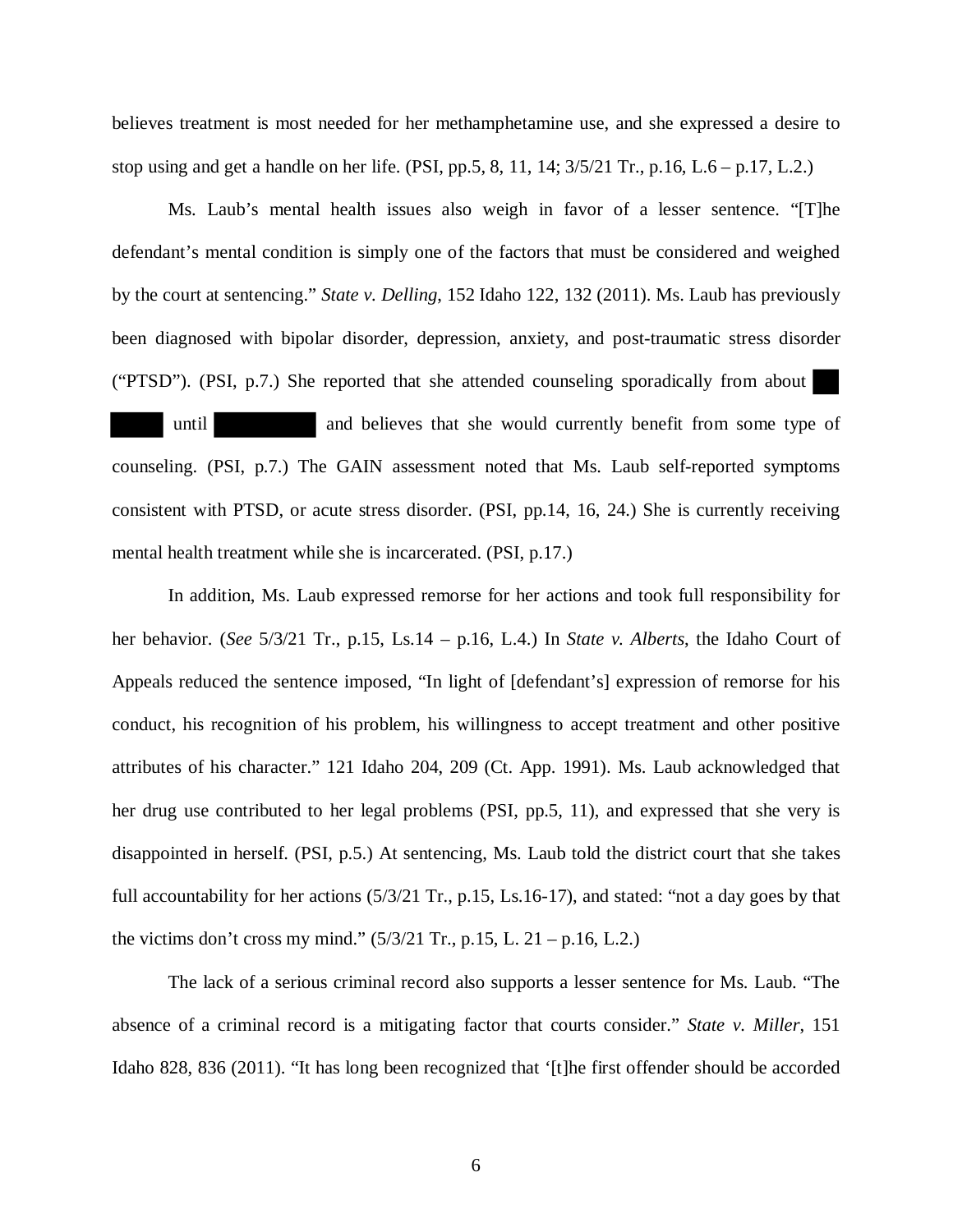believes treatment is most needed for her methamphetamine use, and she expressed a desire to stop using and get a handle on her life. (PSI, pp.5, 8, 11, 14; 3/5/21 Tr., p.16, L.6 – p.17, L.2.)

Ms. Laub's mental health issues also weigh in favor of a lesser sentence. "[T]he defendant's mental condition is simply one of the factors that must be considered and weighed by the court at sentencing." *State v. Delling*, 152 Idaho 122, 132 (2011). Ms. Laub has previously been diagnosed with bipolar disorder, depression, anxiety, and post-traumatic stress disorder ("PTSD"). (PSI, p.7.) She reported that she attended counseling sporadically from about ██ ████ until ████████ and believes that she would currently benefit from some type of counseling. (PSI, p.7.) The GAIN assessment noted that Ms. Laub self-reported symptoms consistent with PTSD, or acute stress disorder. (PSI, pp.14, 16, 24.) She is currently receiving mental health treatment while she is incarcerated. (PSI, p.17.)

In addition, Ms. Laub expressed remorse for her actions and took full responsibility for her behavior. (*See* 5/3/21 Tr., p.15, Ls.14 – p.16, L.4.) In *State v. Alberts*, the Idaho Court of Appeals reduced the sentence imposed, "In light of [defendant's] expression of remorse for his conduct, his recognition of his problem, his willingness to accept treatment and other positive attributes of his character." 121 Idaho 204, 209 (Ct. App. 1991). Ms. Laub acknowledged that her drug use contributed to her legal problems (PSI, pp.5, 11), and expressed that she very is disappointed in herself. (PSI, p.5.) At sentencing, Ms. Laub told the district court that she takes full accountability for her actions (5/3/21 Tr., p.15, Ls.16-17), and stated: "not a day goes by that the victims don't cross my mind." (5/3/21 Tr., p.15, L. 21 – p.16, L.2.)

The lack of a serious criminal record also supports a lesser sentence for Ms. Laub. "The absence of a criminal record is a mitigating factor that courts consider." *State v. Miller*, 151 Idaho 828, 836 (2011). "It has long been recognized that '[t]he first offender should be accorded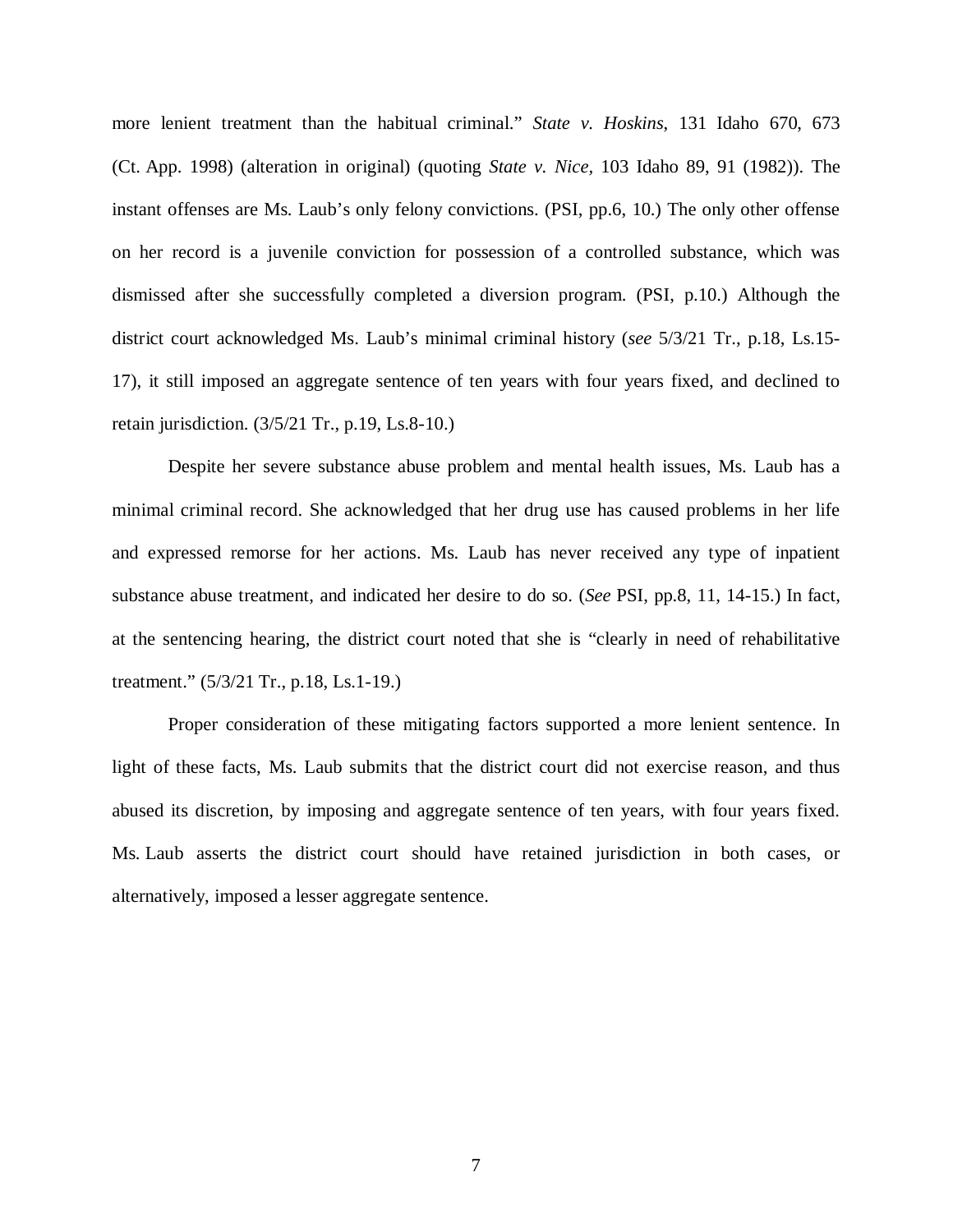more lenient treatment than the habitual criminal." *State v. Hoskins*, 131 Idaho 670, 673 (Ct. App. 1998) (alteration in original) (quoting *State v. Nice*, 103 Idaho 89, 91 (1982)). The instant offenses are Ms. Laub's only felony convictions. (PSI, pp.6, 10.) The only other offense on her record is a juvenile conviction for possession of a controlled substance, which was dismissed after she successfully completed a diversion program. (PSI, p.10.) Although the district court acknowledged Ms. Laub's minimal criminal history (*see* 5/3/21 Tr., p.18, Ls.15-17), it still imposed an aggregate sentence of ten years with four years fixed, and declined to retain jurisdiction. (3/5/21 Tr., p.19, Ls.8-10.)

Despite her severe substance abuse problem and mental health issues, Ms. Laub has a minimal criminal record. She acknowledged that her drug use has caused problems in her life and expressed remorse for her actions. Ms. Laub has never received any type of inpatient substance abuse treatment, and indicated her desire to do so. (*See* PSI, pp.8, 11, 14-15.) In fact, at the sentencing hearing, the district court noted that she is "clearly in need of rehabilitative treatment." (5/3/21 Tr., p.18, Ls.1-19.)

Proper consideration of these mitigating factors supported a more lenient sentence. In light of these facts, Ms. Laub submits that the district court did not exercise reason, and thus abused its discretion, by imposing and aggregate sentence of ten years, with four years fixed. Ms. Laub asserts the district court should have retained jurisdiction in both cases, or alternatively, imposed a lesser aggregate sentence.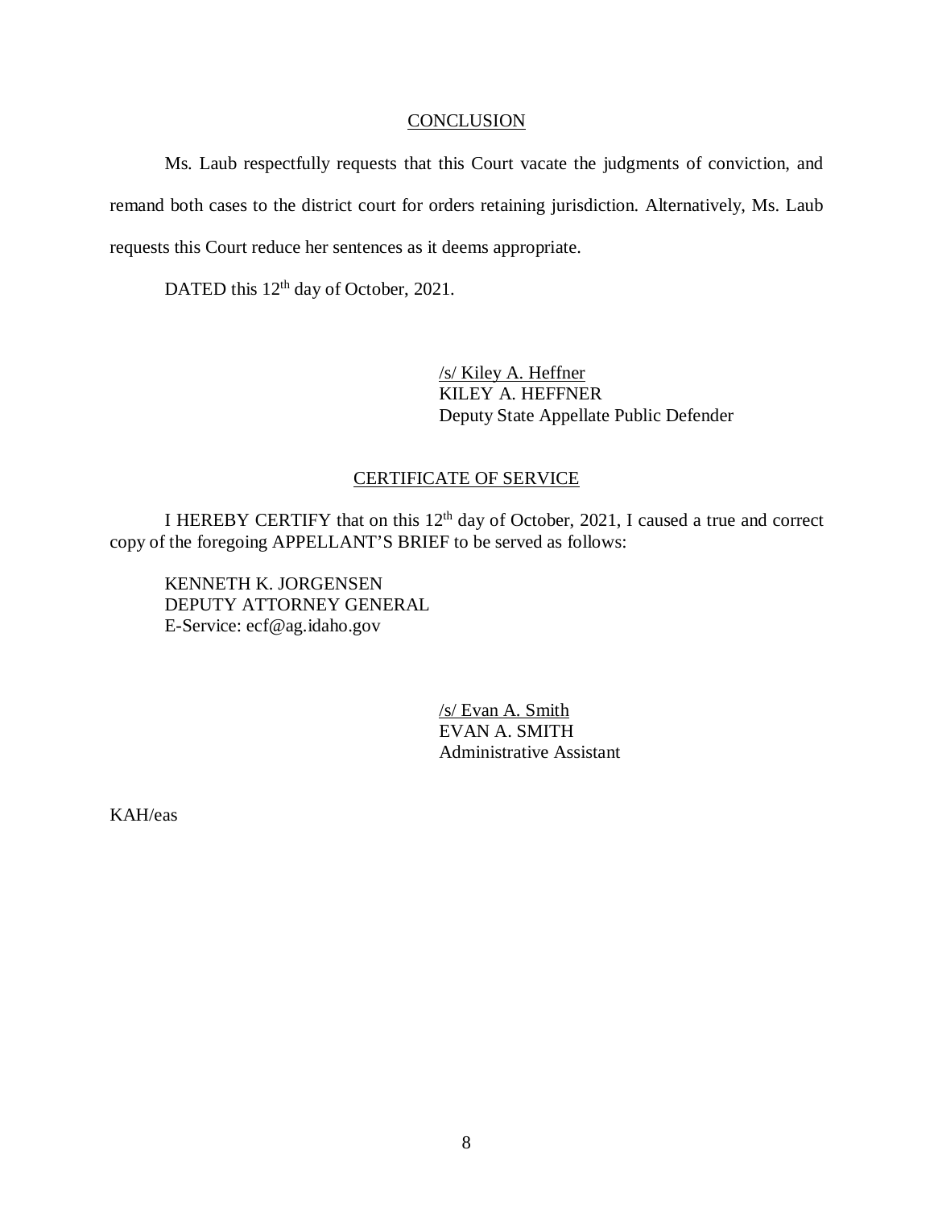## CONCLUSION

Ms. Laub respectfully requests that this Court vacate the judgments of conviction, and remand both cases to the district court for orders retaining jurisdiction. Alternatively, Ms. Laub requests this Court reduce her sentences as it deems appropriate.

DATED this 12th day of October, 2021.

/s/ Kiley A. Heffner
KILEY A. HEFFNER
Deputy State Appellate Public Defender

## CERTIFICATE OF SERVICE

I HEREBY CERTIFY that on this 12th day of October, 2021, I caused a true and correct copy of the foregoing APPELLANT'S BRIEF to be served as follows:

KENNETH K. JORGENSEN
DEPUTY ATTORNEY GENERAL
E-Service: ecf@ag.idaho.gov

/s/ Evan A. Smith
EVAN A. SMITH
Administrative Assistant

KAH/eas